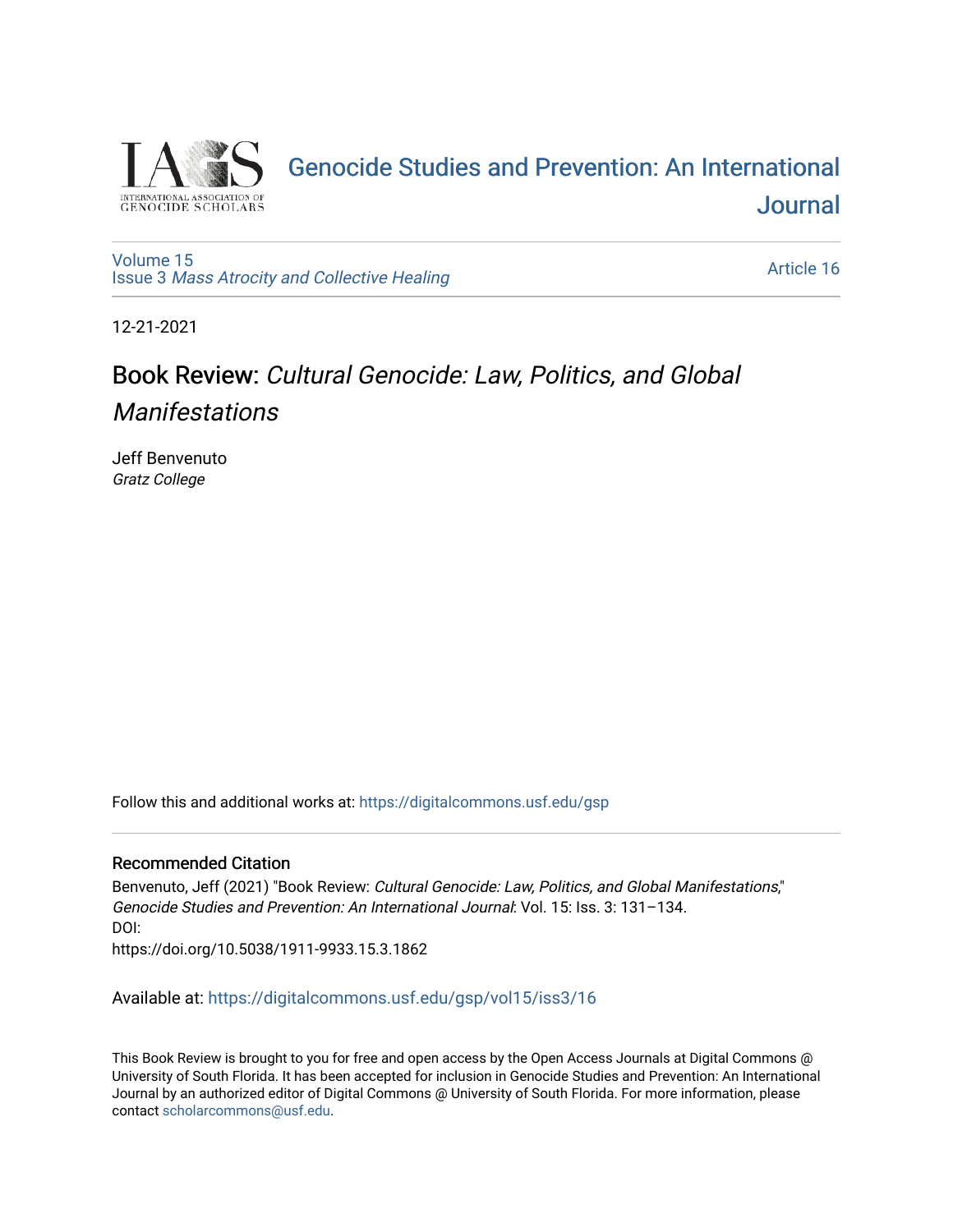# Genocide Studies and Prevention: An International Journal

Volume 15
Issue 3 *Mass Atrocity and Collective Healing*

Article 16

12-21-2021

## Book Review: *Cultural Genocide: Law, Politics, and Global Manifestations*

Jeff Benvenuto
*Gratz College*

Follow this and additional works at: https://digitalcommons.usf.edu/gsp

### Recommended Citation

Benvenuto, Jeff (2021) "Book Review: *Cultural Genocide: Law, Politics, and Global Manifestations*," *Genocide Studies and Prevention: An International Journal*: Vol. 15: Iss. 3: 131–134.
DOI:
https://doi.org/10.5038/1911-9933.15.3.1862

Available at: https://digitalcommons.usf.edu/gsp/vol15/iss3/16

This Book Review is brought to you for free and open access by the Open Access Journals at Digital Commons @ University of South Florida. It has been accepted for inclusion in Genocide Studies and Prevention: An International Journal by an authorized editor of Digital Commons @ University of South Florida. For more information, please contact scholarcommons@usf.edu.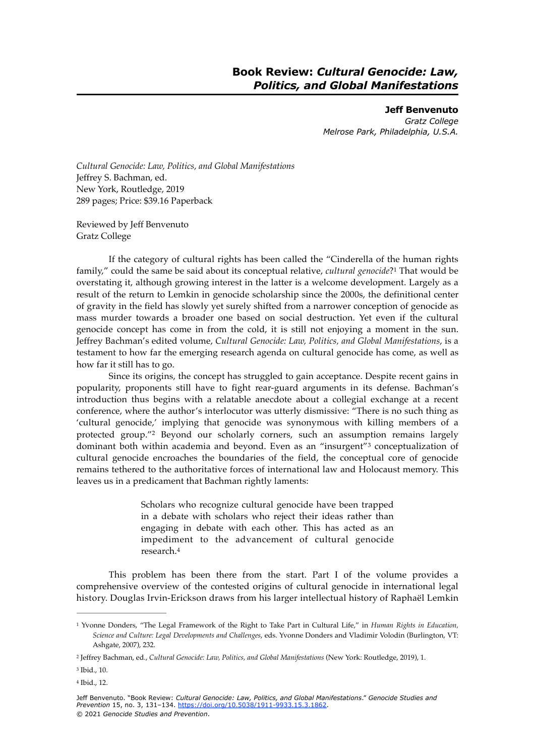# Book Review: *Cultural Genocide: Law, Politics, and Global Manifestations*

**Jeff Benvenuto**
*Gratz College*
*Melrose Park, Philadelphia, U.S.A.*

*Cultural Genocide: Law, Politics, and Global Manifestations*
Jeffrey S. Bachman, ed.
New York, Routledge, 2019
289 pages; Price: $39.16 Paperback

Reviewed by Jeff Benvenuto
Gratz College

If the category of cultural rights has been called the "Cinderella of the human rights family," could the same be said about its conceptual relative, *cultural genocide*?[1] That would be overstating it, although growing interest in the latter is a welcome development. Largely as a result of the return to Lemkin in genocide scholarship since the 2000s, the definitional center of gravity in the field has slowly yet surely shifted from a narrower conception of genocide as mass murder towards a broader one based on social destruction. Yet even if the cultural genocide concept has come in from the cold, it is still not enjoying a moment in the sun. Jeffrey Bachman's edited volume, *Cultural Genocide: Law, Politics, and Global Manifestations*, is a testament to how far the emerging research agenda on cultural genocide has come, as well as how far it still has to go.

Since its origins, the concept has struggled to gain acceptance. Despite recent gains in popularity, proponents still have to fight rear-guard arguments in its defense. Bachman's introduction thus begins with a relatable anecdote about a collegial exchange at a recent conference, where the author's interlocutor was utterly dismissive: "There is no such thing as 'cultural genocide,' implying that genocide was synonymous with killing members of a protected group."[2] Beyond our scholarly corners, such an assumption remains largely dominant both within academia and beyond. Even as an "insurgent"[3] conceptualization of cultural genocide encroaches the boundaries of the field, the conceptual core of genocide remains tethered to the authoritative forces of international law and Holocaust memory. This leaves us in a predicament that Bachman rightly laments:

> Scholars who recognize cultural genocide have been trapped in a debate with scholars who reject their ideas rather than engaging in debate with each other. This has acted as an impediment to the advancement of cultural genocide research.[4]

This problem has been there from the start. Part I of the volume provides a comprehensive overview of the contested origins of cultural genocide in international legal history. Douglas Irvin-Erickson draws from his larger intellectual history of Raphaël Lemkin

---

[1] Yvonne Donders, "The Legal Framework of the Right to Take Part in Cultural Life," in *Human Rights in Education, Science and Culture: Legal Developments and Challenges*, eds. Yvonne Donders and Vladimir Volodin (Burlington, VT: Ashgate, 2007), 232.

[2] Jeffrey Bachman, ed., *Cultural Genocide: Law, Politics, and Global Manifestations* (New York: Routledge, 2019), 1.

[3] Ibid., 10.

[4] Ibid., 12.

Jeff Benvenuto. "Book Review: *Cultural Genocide: Law, Politics, and Global Manifestations*." *Genocide Studies and Prevention* 15, no. 3, 131–134. https://doi.org/10.5038/1911-9933.15.3.1862.
© 2021 *Genocide Studies and Prevention*.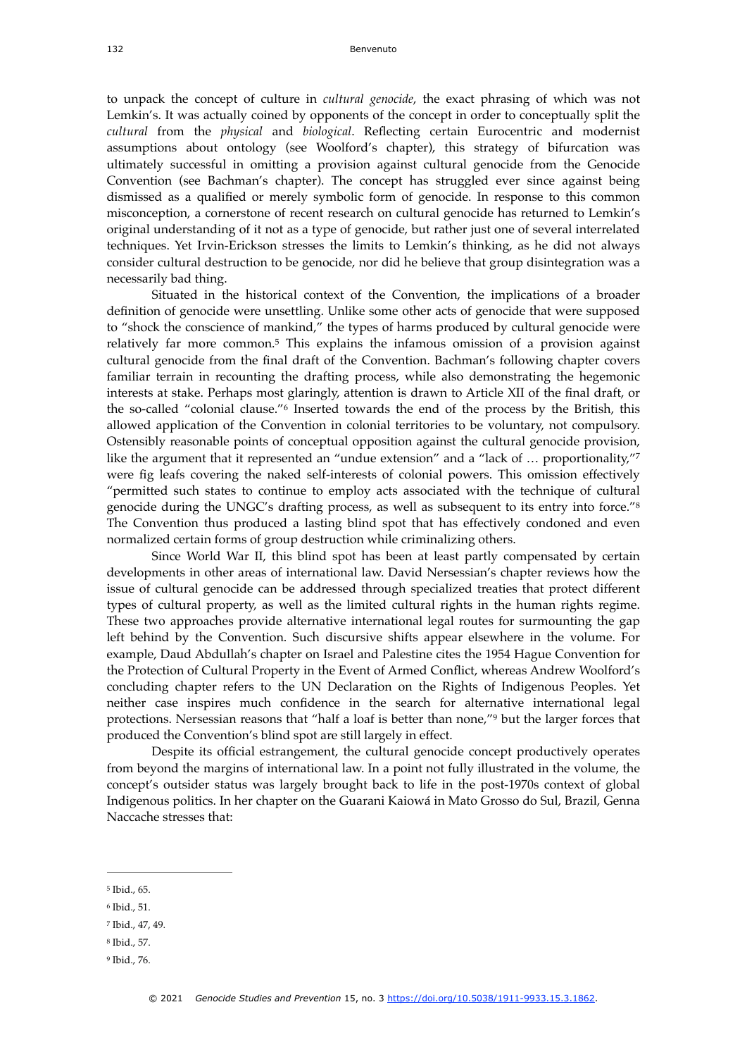to unpack the concept of culture in *cultural genocide*, the exact phrasing of which was not Lemkin's. It was actually coined by opponents of the concept in order to conceptually split the *cultural* from the *physical* and *biological*. Reflecting certain Eurocentric and modernist assumptions about ontology (see Woolford's chapter), this strategy of bifurcation was ultimately successful in omitting a provision against cultural genocide from the Genocide Convention (see Bachman's chapter). The concept has struggled ever since against being dismissed as a qualified or merely symbolic form of genocide. In response to this common misconception, a cornerstone of recent research on cultural genocide has returned to Lemkin's original understanding of it not as a type of genocide, but rather just one of several interrelated techniques. Yet Irvin-Erickson stresses the limits to Lemkin's thinking, as he did not always consider cultural destruction to be genocide, nor did he believe that group disintegration was a necessarily bad thing.

Situated in the historical context of the Convention, the implications of a broader definition of genocide were unsettling. Unlike some other acts of genocide that were supposed to "shock the conscience of mankind," the types of harms produced by cultural genocide were relatively far more common.[5] This explains the infamous omission of a provision against cultural genocide from the final draft of the Convention. Bachman's following chapter covers familiar terrain in recounting the drafting process, while also demonstrating the hegemonic interests at stake. Perhaps most glaringly, attention is drawn to Article XII of the final draft, or the so-called "colonial clause."[6] Inserted towards the end of the process by the British, this allowed application of the Convention in colonial territories to be voluntary, not compulsory. Ostensibly reasonable points of conceptual opposition against the cultural genocide provision, like the argument that it represented an "undue extension" and a "lack of … proportionality,"[7] were fig leafs covering the naked self-interests of colonial powers. This omission effectively "permitted such states to continue to employ acts associated with the technique of cultural genocide during the UNGC's drafting process, as well as subsequent to its entry into force."[8] The Convention thus produced a lasting blind spot that has effectively condoned and even normalized certain forms of group destruction while criminalizing others.

Since World War II, this blind spot has been at least partly compensated by certain developments in other areas of international law. David Nersessian's chapter reviews how the issue of cultural genocide can be addressed through specialized treaties that protect different types of cultural property, as well as the limited cultural rights in the human rights regime. These two approaches provide alternative international legal routes for surmounting the gap left behind by the Convention. Such discursive shifts appear elsewhere in the volume. For example, Daud Abdullah's chapter on Israel and Palestine cites the 1954 Hague Convention for the Protection of Cultural Property in the Event of Armed Conflict, whereas Andrew Woolford's concluding chapter refers to the UN Declaration on the Rights of Indigenous Peoples. Yet neither case inspires much confidence in the search for alternative international legal protections. Nersessian reasons that "half a loaf is better than none,"[9] but the larger forces that produced the Convention's blind spot are still largely in effect.

Despite its official estrangement, the cultural genocide concept productively operates from beyond the margins of international law. In a point not fully illustrated in the volume, the concept's outsider status was largely brought back to life in the post-1970s context of global Indigenous politics. In her chapter on the Guarani Kaiowá in Mato Grosso do Sul, Brazil, Genna Naccache stresses that:

---

[5] Ibid., 65.

[6] Ibid., 51.

[7] Ibid., 47, 49.

[8] Ibid., 57.

[9] Ibid., 76.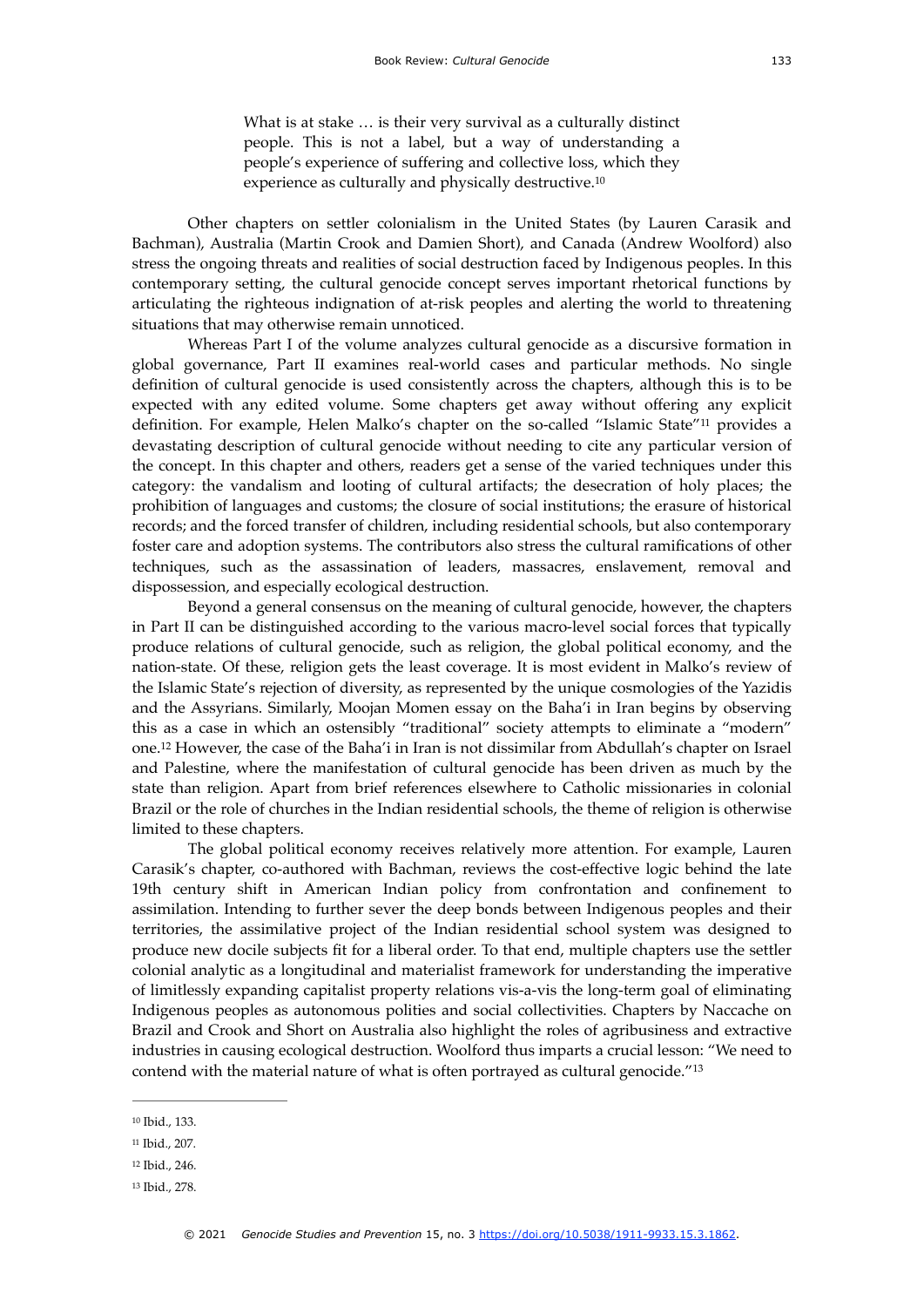> What is at stake … is their very survival as a culturally distinct people. This is not a label, but a way of understanding a people's experience of suffering and collective loss, which they experience as culturally and physically destructive.[10]

Other chapters on settler colonialism in the United States (by Lauren Carasik and Bachman), Australia (Martin Crook and Damien Short), and Canada (Andrew Woolford) also stress the ongoing threats and realities of social destruction faced by Indigenous peoples. In this contemporary setting, the cultural genocide concept serves important rhetorical functions by articulating the righteous indignation of at-risk peoples and alerting the world to threatening situations that may otherwise remain unnoticed.

Whereas Part I of the volume analyzes cultural genocide as a discursive formation in global governance, Part II examines real-world cases and particular methods. No single definition of cultural genocide is used consistently across the chapters, although this is to be expected with any edited volume. Some chapters get away without offering any explicit definition. For example, Helen Malko's chapter on the so-called "Islamic State"[11] provides a devastating description of cultural genocide without needing to cite any particular version of the concept. In this chapter and others, readers get a sense of the varied techniques under this category: the vandalism and looting of cultural artifacts; the desecration of holy places; the prohibition of languages and customs; the closure of social institutions; the erasure of historical records; and the forced transfer of children, including residential schools, but also contemporary foster care and adoption systems. The contributors also stress the cultural ramifications of other techniques, such as the assassination of leaders, massacres, enslavement, removal and dispossession, and especially ecological destruction.

Beyond a general consensus on the meaning of cultural genocide, however, the chapters in Part II can be distinguished according to the various macro-level social forces that typically produce relations of cultural genocide, such as religion, the global political economy, and the nation-state. Of these, religion gets the least coverage. It is most evident in Malko's review of the Islamic State's rejection of diversity, as represented by the unique cosmologies of the Yazidis and the Assyrians. Similarly, Moojan Momen essay on the Baha'i in Iran begins by observing this as a case in which an ostensibly "traditional" society attempts to eliminate a "modern" one.[12] However, the case of the Baha'i in Iran is not dissimilar from Abdullah's chapter on Israel and Palestine, where the manifestation of cultural genocide has been driven as much by the state than religion. Apart from brief references elsewhere to Catholic missionaries in colonial Brazil or the role of churches in the Indian residential schools, the theme of religion is otherwise limited to these chapters.

The global political economy receives relatively more attention. For example, Lauren Carasik's chapter, co-authored with Bachman, reviews the cost-effective logic behind the late 19th century shift in American Indian policy from confrontation and confinement to assimilation. Intending to further sever the deep bonds between Indigenous peoples and their territories, the assimilative project of the Indian residential school system was designed to produce new docile subjects fit for a liberal order. To that end, multiple chapters use the settler colonial analytic as a longitudinal and materialist framework for understanding the imperative of limitlessly expanding capitalist property relations vis-a-vis the long-term goal of eliminating Indigenous peoples as autonomous polities and social collectivities. Chapters by Naccache on Brazil and Crook and Short on Australia also highlight the roles of agribusiness and extractive industries in causing ecological destruction. Woolford thus imparts a crucial lesson: "We need to contend with the material nature of what is often portrayed as cultural genocide."[13]

---

[10] Ibid., 133.

[11] Ibid., 207.

[12] Ibid., 246.

[13] Ibid., 278.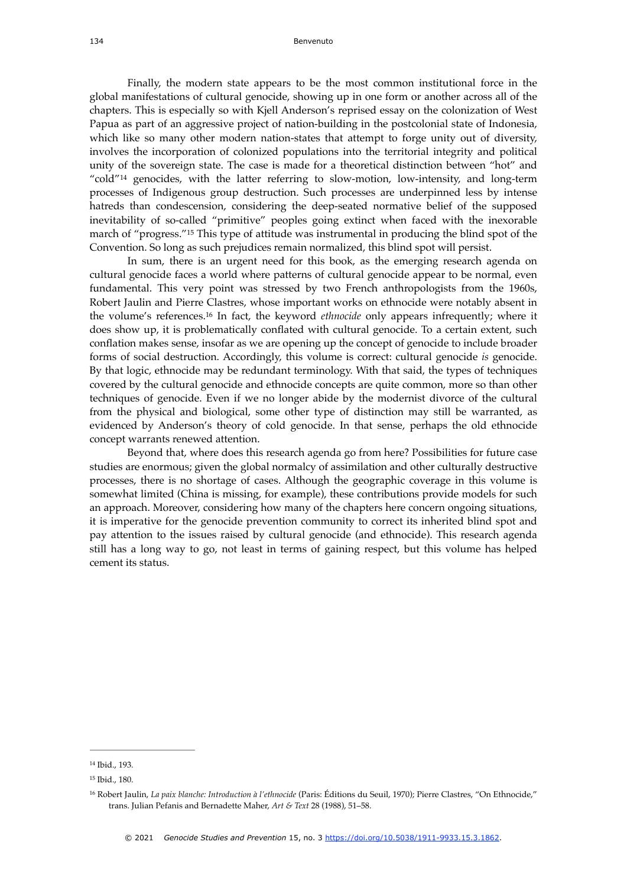Finally, the modern state appears to be the most common institutional force in the global manifestations of cultural genocide, showing up in one form or another across all of the chapters. This is especially so with Kjell Anderson's reprised essay on the colonization of West Papua as part of an aggressive project of nation-building in the postcolonial state of Indonesia, which like so many other modern nation-states that attempt to forge unity out of diversity, involves the incorporation of colonized populations into the territorial integrity and political unity of the sovereign state. The case is made for a theoretical distinction between "hot" and "cold"[14] genocides, with the latter referring to slow-motion, low-intensity, and long-term processes of Indigenous group destruction. Such processes are underpinned less by intense hatreds than condescension, considering the deep-seated normative belief of the supposed inevitability of so-called "primitive" peoples going extinct when faced with the inexorable march of "progress."[15] This type of attitude was instrumental in producing the blind spot of the Convention. So long as such prejudices remain normalized, this blind spot will persist.

In sum, there is an urgent need for this book, as the emerging research agenda on cultural genocide faces a world where patterns of cultural genocide appear to be normal, even fundamental. This very point was stressed by two French anthropologists from the 1960s, Robert Jaulin and Pierre Clastres, whose important works on ethnocide were notably absent in the volume's references.[16] In fact, the keyword *ethnocide* only appears infrequently; where it does show up, it is problematically conflated with cultural genocide. To a certain extent, such conflation makes sense, insofar as we are opening up the concept of genocide to include broader forms of social destruction. Accordingly, this volume is correct: cultural genocide *is* genocide. By that logic, ethnocide may be redundant terminology. With that said, the types of techniques covered by the cultural genocide and ethnocide concepts are quite common, more so than other techniques of genocide. Even if we no longer abide by the modernist divorce of the cultural from the physical and biological, some other type of distinction may still be warranted, as evidenced by Anderson's theory of cold genocide. In that sense, perhaps the old ethnocide concept warrants renewed attention.

Beyond that, where does this research agenda go from here? Possibilities for future case studies are enormous; given the global normalcy of assimilation and other culturally destructive processes, there is no shortage of cases. Although the geographic coverage in this volume is somewhat limited (China is missing, for example), these contributions provide models for such an approach. Moreover, considering how many of the chapters here concern ongoing situations, it is imperative for the genocide prevention community to correct its inherited blind spot and pay attention to the issues raised by cultural genocide (and ethnocide). This research agenda still has a long way to go, not least in terms of gaining respect, but this volume has helped cement its status.

---

[14] Ibid., 193.

[15] Ibid., 180.

[16] Robert Jaulin, *La paix blanche: Introduction à l'ethnocide* (Paris: Éditions du Seuil, 1970); Pierre Clastres, "On Ethnocide," trans. Julian Pefanis and Bernadette Maher, *Art & Text* 28 (1988), 51–58.